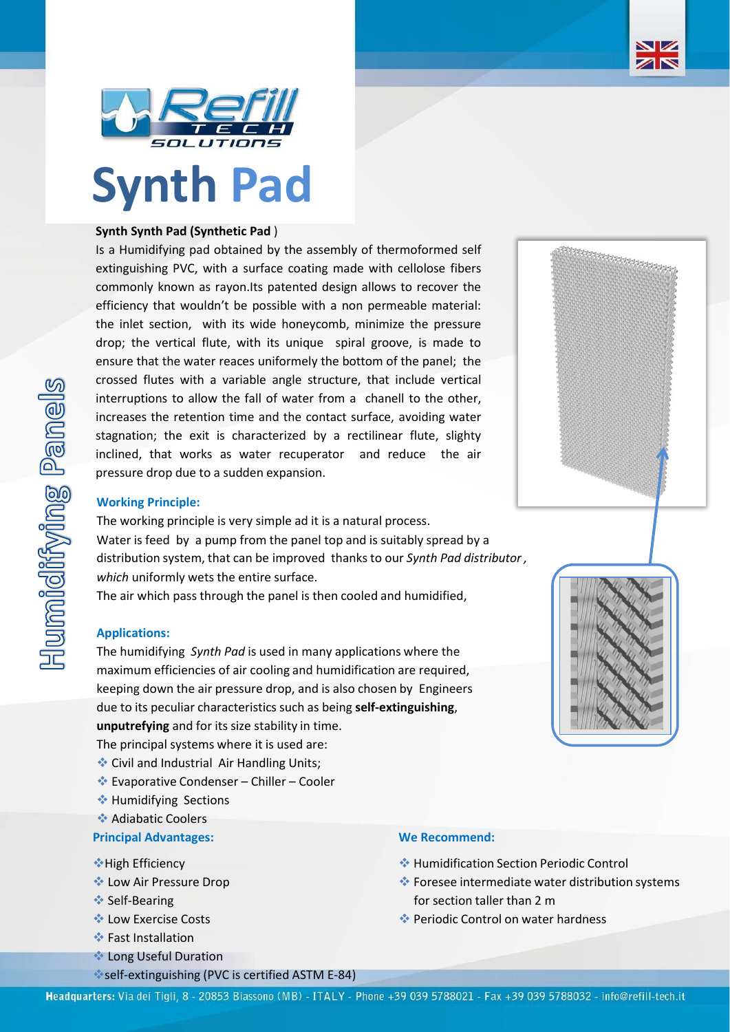Refill TECH SOLUTIONS

# Synth Pad

Humidifying Panels

**Synth Synth Pad (Synthetic Pad** )

Is a Humidifying pad obtained by the assembly of thermoformed self extinguishing PVC, with a surface coating made with cellolose fibers commonly known as rayon.Its patented design allows to recover the efficiency that wouldn't be possible with a non permeable material: the inlet section, with its wide honeycomb, minimize the pressure drop; the vertical flute, with its unique spiral groove, is made to ensure that the water reaces uniformely the bottom of the panel; the crossed flutes with a variable angle structure, that include vertical interruptions to allow the fall of water from a chanell to the other, increases the retention time and the contact surface, avoiding water stagnation; the exit is characterized by a rectilinear flute, slighty inclined, that works as water recuperator and reduce the air pressure drop due to a sudden expansion.

### Working Principle:

The working principle is very simple ad it is a natural process.
Water is feed by a pump from the panel top and is suitably spread by a distribution system, that can be improved thanks to our *Synth Pad distributor , which* uniformly wets the entire surface.
The air which pass through the panel is then cooled and humidified,

### Applications:

The humidifying *Synth Pad* is used in many applications where the maximum efficiencies of air cooling and humidification are required, keeping down the air pressure drop, and is also chosen by Engineers due to its peculiar characteristics such as being **self-extinguishing**, **unputrefying** and for its size stability in time.
The principal systems where it is used are:

- Civil and Industrial Air Handling Units;
- Evaporative Condenser – Chiller – Cooler
- Humidifying Sections
- Adiabatic Coolers

### Principal Advantages:

- High Efficiency
- Low Air Pressure Drop
- Self-Bearing
- Low Exercise Costs
- Fast Installation
- Long Useful Duration
- self-extinguishing (PVC is certified ASTM E-84)

### We Recommend:

- Humidification Section Periodic Control
- Foresee intermediate water distribution systems for section taller than 2 m
- Periodic Control on water hardness

**Headquarters:** Via dei Tigli, 8 - 20853 Biassono (MB) - ITALY - Phone +39 039 5788021 - Fax +39 039 5788032 - info@refill-tech.it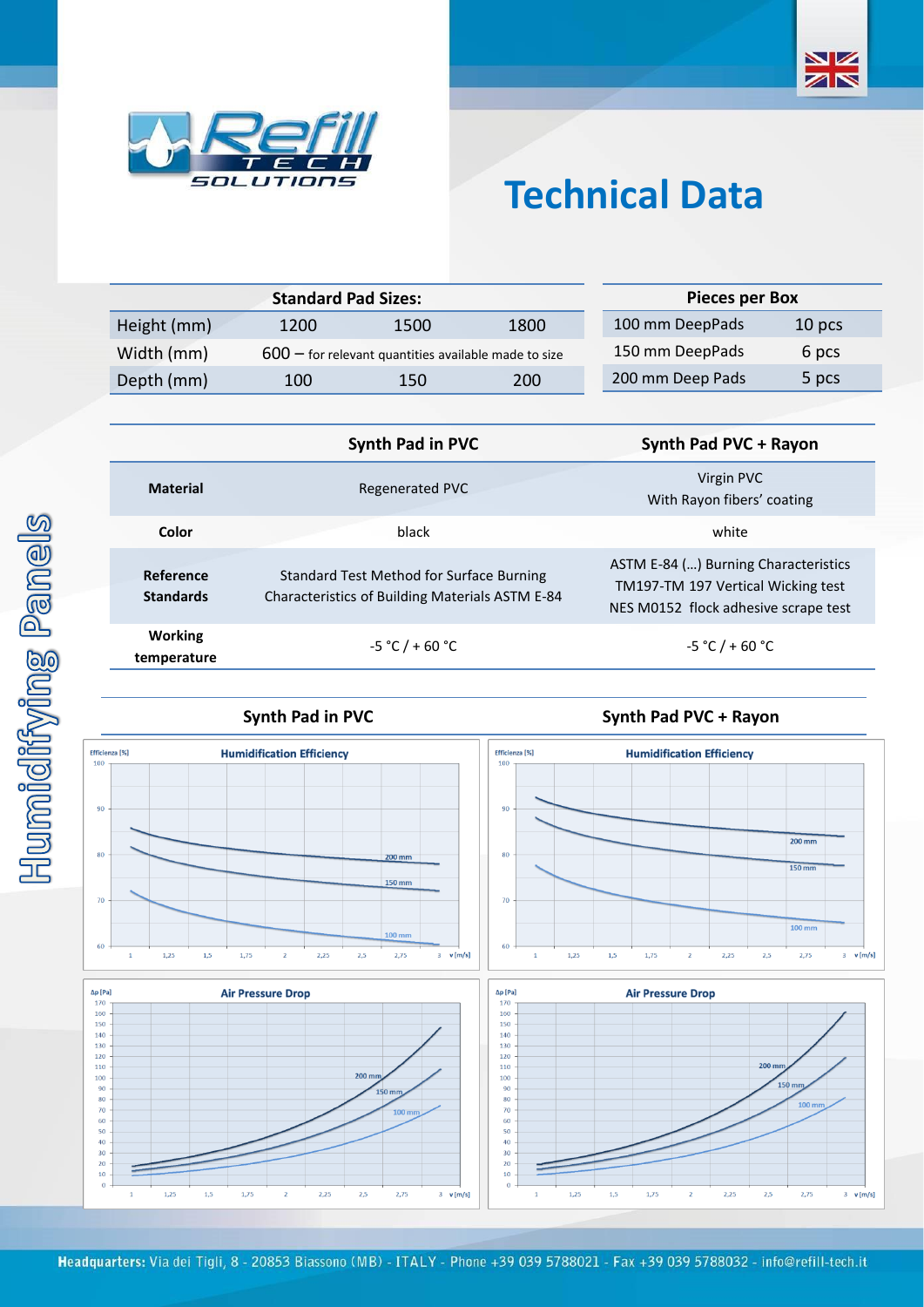# Technical Data

| Standard Pad Sizes: | | | |
|---|---|---|---|
| Height (mm) | 1200 | 1500 | 1800 |
| Width (mm) | 600 – for relevant quantities available made to size | | |
| Depth (mm) | 100 | 150 | 200 |

| Pieces per Box | |
|---|---|
| 100 mm DeepPads | 10 pcs |
| 150 mm DeepPads | 6 pcs |
| 200 mm Deep Pads | 5 pcs |

| | Synth Pad in PVC | Synth Pad PVC + Rayon |
|---|---|---|
| **Material** | Regenerated PVC | Virgin PVC<br>With Rayon fibers' coating |
| **Color** | black | white |
| **Reference Standards** | Standard Test Method for Surface Burning Characteristics of Building Materials ASTM E-84 | ASTM E-84 (…) Burning Characteristics<br>TM197-TM 197 Vertical Wicking test<br>NES M0152 flock adhesive scrape test |
| **Working temperature** | -5 °C / + 60 °C | -5 °C / + 60 °C |

## Synth Pad in PVC

Humidification Efficiency

Efficienza [%]

100, 90, 80, 70, 60

200 mm
150 mm
100 mm

1, 1,25, 1,5, 1,75, 2, 2,25, 2,5, 2,75, 3 v [m/s]

Air Pressure Drop

Δp [Pa]

170, 160, 150, 140, 130, 120, 110, 100, 90, 80, 70, 60, 50, 40, 30, 20, 10, 0

200 mm
150 mm
100 mm

1, 1,25, 1,5, 1,75, 2, 2,25, 2,5, 2,75, 3 v [m/s]

## Synth Pad PVC + Rayon

Humidification Efficiency

Efficienza [%]

100, 90, 80, 70, 60

200 mm
150 mm
100 mm

1, 1,25, 1,5, 1,75, 2, 2,25, 2,5, 2,75, 3 v [m/s]

Air Pressure Drop

Δp [Pa]

170, 160, 150, 140, 130, 120, 110, 100, 90, 80, 70, 60, 50, 40, 30, 20, 10, 0

200 mm
150 mm
100 mm

1, 1,25, 1,5, 1,75, 2, 2,25, 2,5, 2,75, 3 v [m/s]

**Headquarters:** Via dei Tigli, 8 - 20853 Biassono (MB) - ITALY - Phone +39 039 5788021 - Fax +39 039 5788032 - info@refill-tech.it